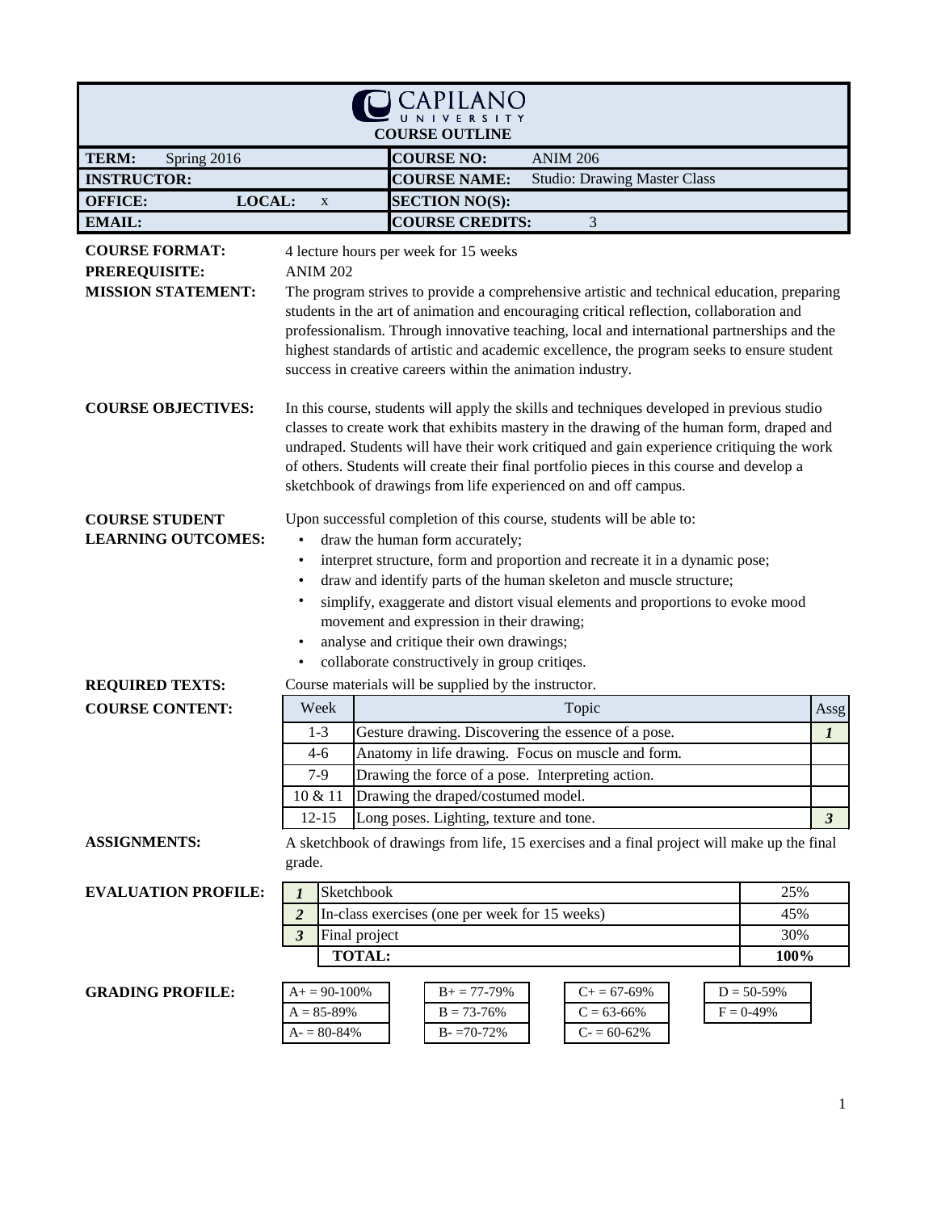# CAPILANO UNIVERSITY

## COURSE OUTLINE

| | | | |
|---|---|---|---|
| **TERM:** | Spring 2016 | **COURSE NO:** | ANIM 206 |
| **INSTRUCTOR:** | | **COURSE NAME:** | Studio: Drawing Master Class |
| **OFFICE:** | **LOCAL:** x | **SECTION NO(S):** | |
| **EMAIL:** | | **COURSE CREDITS:** | 3 |

**COURSE FORMAT:** 4 lecture hours per week for 15 weeks

**PREREQUISITE:** ANIM 202

**MISSION STATEMENT:** The program strives to provide a comprehensive artistic and technical education, preparing students in the art of animation and encouraging critical reflection, collaboration and professionalism. Through innovative teaching, local and international partnerships and the highest standards of artistic and academic excellence, the program seeks to ensure student success in creative careers within the animation industry.

**COURSE OBJECTIVES:** In this course, students will apply the skills and techniques developed in previous studio classes to create work that exhibits mastery in the drawing of the human form, draped and undraped. Students will have their work critiqued and gain experience critiquing the work of others. Students will create their final portfolio pieces in this course and develop a sketchbook of drawings from life experienced on and off campus.

**COURSE STUDENT LEARNING OUTCOMES:** Upon successful completion of this course, students will be able to:

- draw the human form accurately;
- interpret structure, form and proportion and recreate it in a dynamic pose;
- draw and identify parts of the human skeleton and muscle structure;
- simplify, exaggerate and distort visual elements and proportions to evoke mood movement and expression in their drawing;
- analyse and critique their own drawings;
- collaborate constructively in group critiqes.

**REQUIRED TEXTS:** Course materials will be supplied by the instructor.

**COURSE CONTENT:**

| Week | Topic | Assg |
|---|---|---|
| 1-3 | Gesture drawing. Discovering the essence of a pose. | ***1*** |
| 4-6 | Anatomy in life drawing. Focus on muscle and form. | |
| 7-9 | Drawing the force of a pose. Interpreting action. | |
| 10 & 11 | Drawing the draped/costumed model. | |
| 12-15 | Long poses. Lighting, texture and tone. | ***3*** |

**ASSIGNMENTS:** A sketchbook of drawings from life, 15 exercises and a final project will make up the final grade.

**EVALUATION PROFILE:**

| | | |
|---|---|---|
| ***1*** | Sketchbook | 25% |
| ***2*** | In-class exercises (one per week for 15 weeks) | 45% |
| ***3*** | Final project | 30% |
| | **TOTAL:** | **100%** |

**GRADING PROFILE:**

| | | | |
|---|---|---|---|
| A+ = 90-100% | B+ = 77-79% | C+ = 67-69% | D = 50-59% |
| A = 85-89% | B = 73-76% | C = 63-66% | F = 0-49% |
| A- = 80-84% | B- =70-72% | C- = 60-62% | |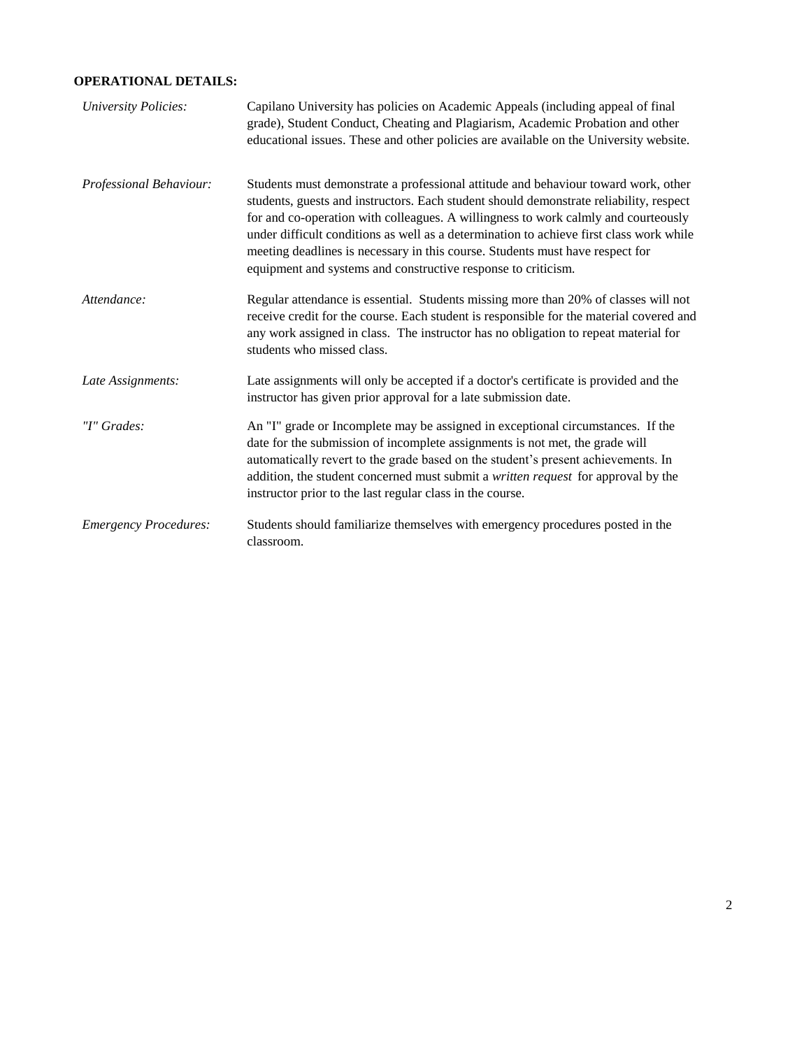**OPERATIONAL DETAILS:**

| | |
|---|---|
| *University Policies:* | Capilano University has policies on Academic Appeals (including appeal of final grade), Student Conduct, Cheating and Plagiarism, Academic Probation and other educational issues. These and other policies are available on the University website. |
| *Professional Behaviour:* | Students must demonstrate a professional attitude and behaviour toward work, other students, guests and instructors. Each student should demonstrate reliability, respect for and co-operation with colleagues. A willingness to work calmly and courteously under difficult conditions as well as a determination to achieve first class work while meeting deadlines is necessary in this course. Students must have respect for equipment and systems and constructive response to criticism. |
| *Attendance:* | Regular attendance is essential. Students missing more than 20% of classes will not receive credit for the course. Each student is responsible for the material covered and any work assigned in class. The instructor has no obligation to repeat material for students who missed class. |
| *Late Assignments:* | Late assignments will only be accepted if a doctor's certificate is provided and the instructor has given prior approval for a late submission date. |
| *"I" Grades:* | An "I" grade or Incomplete may be assigned in exceptional circumstances. If the date for the submission of incomplete assignments is not met, the grade will automatically revert to the grade based on the student's present achievements. In addition, the student concerned must submit a *written request* for approval by the instructor prior to the last regular class in the course. |
| *Emergency Procedures:* | Students should familiarize themselves with emergency procedures posted in the classroom. |